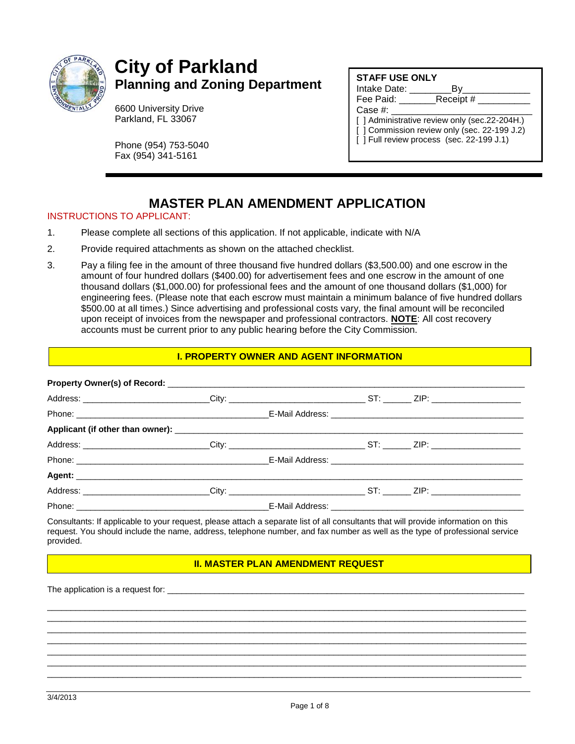# City of Parkland

## Planning and Zoning Department

6600 University Drive
Parkland, FL 33067

Phone (954) 753-5040
Fax (954) 341-5161

**STAFF USE ONLY**
Intake Date: ________By____________
Fee Paid: _______Receipt # __________
Case #: ___________________________
[ ] Administrative review only (sec.22-204H.)
[ ] Commission review only (sec. 22-199 J.2)
[ ] Full review process (sec. 22-199 J.1)

# MASTER PLAN AMENDMENT APPLICATION

INSTRUCTIONS TO APPLICANT:

1. Please complete all sections of this application. If not applicable, indicate with N/A
2. Provide required attachments as shown on the attached checklist.
3. Pay a filing fee in the amount of three thousand five hundred dollars ($3,500.00) and one escrow in the amount of four hundred dollars ($400.00) for advertisement fees and one escrow in the amount of one thousand dollars ($1,000.00) for professional fees and the amount of one thousand dollars ($1,000) for engineering fees. (Please note that each escrow must maintain a minimum balance of five hundred dollars $500.00 at all times.) Since advertising and professional costs vary, the final amount will be reconciled upon receipt of invoices from the newspaper and professional contractors. **NOTE**: All cost recovery accounts must be current prior to any public hearing before the City Commission.

## I. PROPERTY OWNER AND AGENT INFORMATION

**Property Owner(s) of Record:** ______________________________________________________________

Address: __________________________City: ___________________________ ST: ______ ZIP: ___________________

Phone: ________________________________________E-Mail Address: ________________________________________

**Applicant (if other than owner):** ______________________________________________________________

Address: __________________________City: ___________________________ ST: ______ ZIP: ___________________

Phone: ________________________________________E-Mail Address: ________________________________________

**Agent:** ______________________________________________________________

Address: __________________________City: ___________________________ ST: ______ ZIP: ___________________

Phone: ________________________________________E-Mail Address: ________________________________________

Consultants: If applicable to your request, please attach a separate list of all consultants that will provide information on this request. You should include the name, address, telephone number, and fax number as well as the type of professional service provided.

## II. MASTER PLAN AMENDMENT REQUEST

The application is a request for: ______________________________________________________________

_____________________________________________________________________________________________
_____________________________________________________________________________________________
_____________________________________________________________________________________________
_____________________________________________________________________________________________
_____________________________________________________________________________________________
_____________________________________________________________________________________________
_____________________________________________________________________________________________

3/4/2013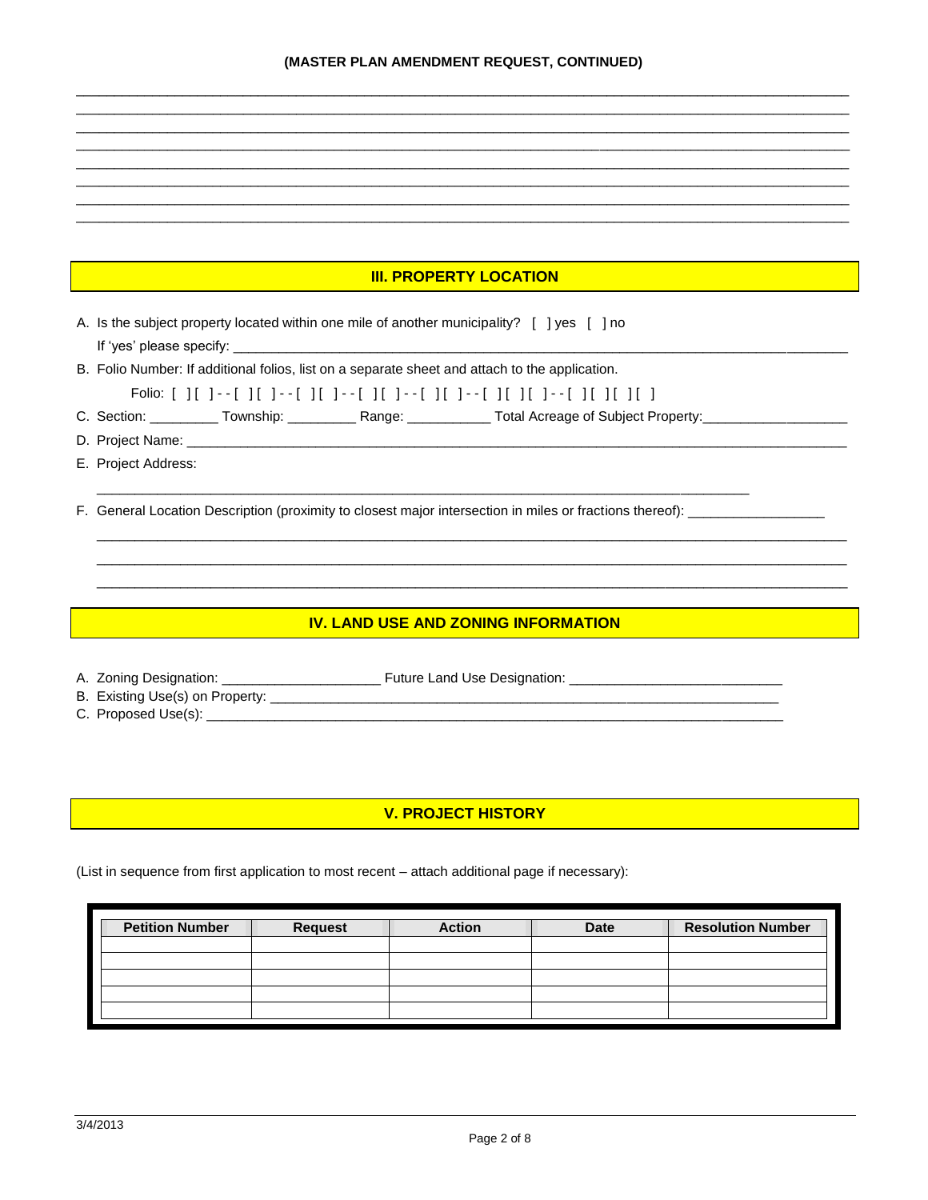**(MASTER PLAN AMENDMENT REQUEST, CONTINUED)**

________________________________________________________________________________________________
________________________________________________________________________________________________
________________________________________________________________________________________________
________________________________________________________________________________________________
________________________________________________________________________________________________
________________________________________________________________________________________________
________________________________________________________________________________________________
________________________________________________________________________________________________

## III. PROPERTY LOCATION

A. Is the subject property located within one mile of another municipality? [ ] yes [ ] no
If 'yes' please specify: ________________________________________________________________________

B. Folio Number: If additional folios, list on a separate sheet and attach to the application.
Folio: [ ][ ]--[ ][ ]--[ ][ ]--[ ][ ]--[ ][ ]--[ ][ ][ ]--[ ][ ][ ][ ]

C. Section: _________ Township: _________ Range: ___________ Total Acreage of Subject Property:___________________

D. Project Name: ________________________________________________________________________________

E. Project Address:
________________________________________________________________________________

F. General Location Description (proximity to closest major intersection in miles or fractions thereof): _________________
________________________________________________________________________________________
________________________________________________________________________________________
________________________________________________________________________________________

## IV. LAND USE AND ZONING INFORMATION

A. Zoning Designation: ____________________ Future Land Use Designation: ___________________________

B. Existing Use(s) on Property: _________________________________________________________________

C. Proposed Use(s): _______________________________________________________________________

## V. PROJECT HISTORY

(List in sequence from first application to most recent – attach additional page if necessary):

| Petition Number | Request | Action | Date | Resolution Number |
| --- | --- | --- | --- | --- |
| | | | | |
| | | | | |
| | | | | |
| | | | | |
| | | | | |

3/4/2013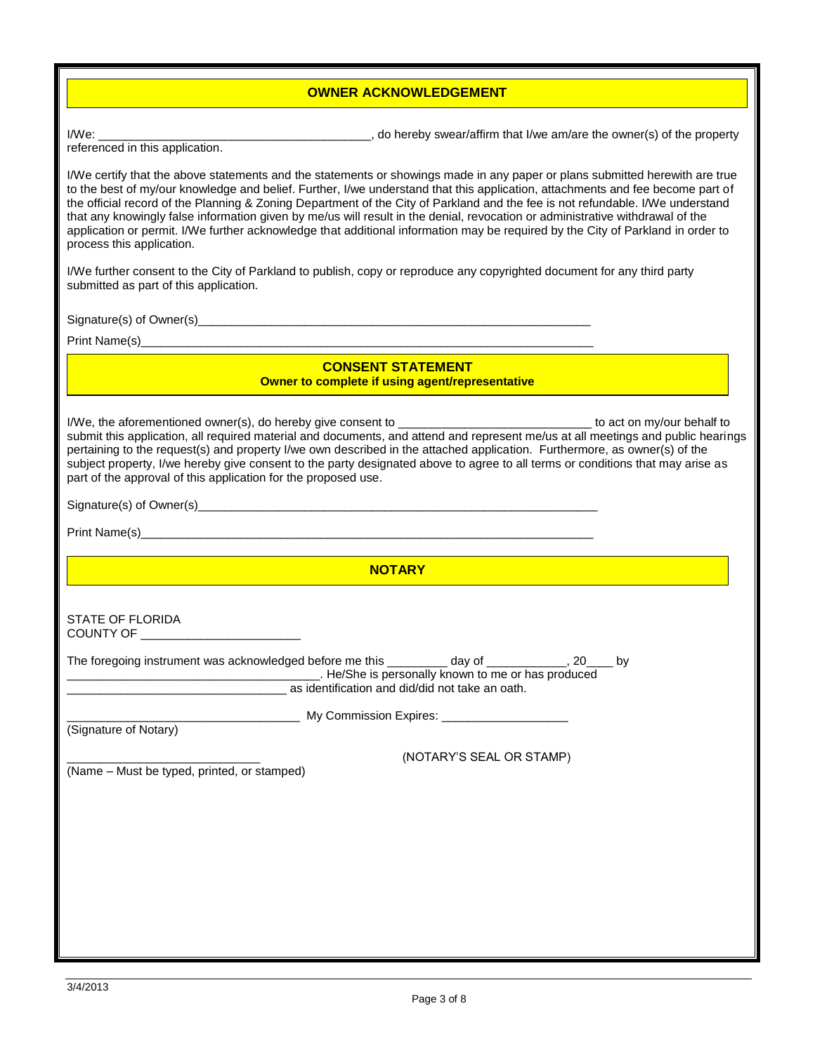## OWNER ACKNOWLEDGEMENT

I/We: ________________________________________, do hereby swear/affirm that I/we am/are the owner(s) of the property referenced in this application.

I/We certify that the above statements and the statements or showings made in any paper or plans submitted herewith are true to the best of my/our knowledge and belief. Further, I/we understand that this application, attachments and fee become part of the official record of the Planning & Zoning Department of the City of Parkland and the fee is not refundable. I/We understand that any knowingly false information given by me/us will result in the denial, revocation or administrative withdrawal of the application or permit. I/We further acknowledge that additional information may be required by the City of Parkland in order to process this application.

I/We further consent to the City of Parkland to publish, copy or reproduce any copyrighted document for any third party submitted as part of this application.

Signature(s) of Owner(s)____________________________________________________________

Print Name(s)_____________________________________________________________________

## CONSENT STATEMENT

**Owner to complete if using agent/representative**

I/We, the aforementioned owner(s), do hereby give consent to ____________________________ to act on my/our behalf to submit this application, all required material and documents, and attend and represent me/us at all meetings and public hearings pertaining to the request(s) and property I/we own described in the attached application. Furthermore, as owner(s) of the subject property, I/we hereby give consent to the party designated above to agree to all terms or conditions that may arise as part of the approval of this application for the proposed use.

Signature(s) of Owner(s)____________________________________________________________

Print Name(s)_____________________________________________________________________

## NOTARY

STATE OF FLORIDA
COUNTY OF ________________________

The foregoing instrument was acknowledged before me this _________ day of ____________, 20____ by ______________________________________. He/She is personally known to me or has produced _________________________________ as identification and did/did not take an oath.

__________________________________ My Commission Expires: ___________________
(Signature of Notary)

____________________________ (NOTARY'S SEAL OR STAMP)
(Name – Must be typed, printed, or stamped)

3/4/2013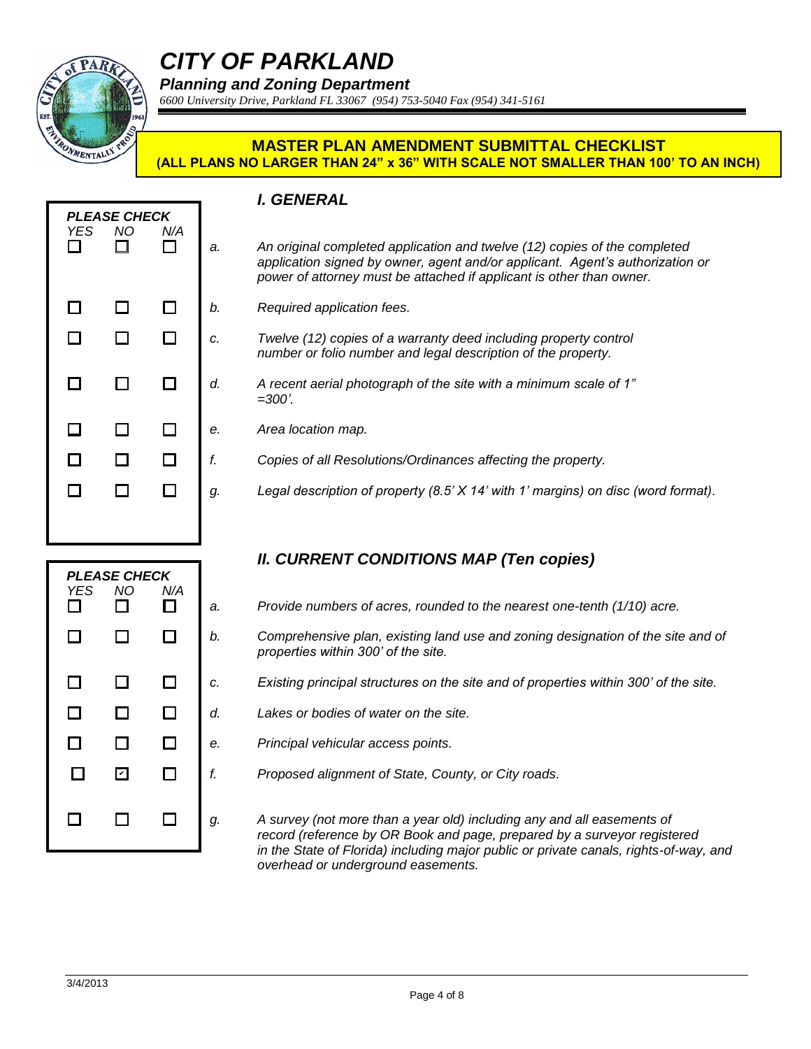# CITY OF PARKLAND

**Planning and Zoning Department**

*6600 University Drive, Parkland FL 33067 (954) 753-5040 Fax (954) 341-5161*

**MASTER PLAN AMENDMENT SUBMITTAL CHECKLIST**
**(ALL PLANS NO LARGER THAN 24" x 36" WITH SCALE NOT SMALLER THAN 100' TO AN INCH)**

## *I. GENERAL*

| YES | NO | N/A | | PLEASE CHECK |
|---|---|---|---|---|
| ☐ | ☐ | ☐ | a. | *An original completed application and twelve (12) copies of the completed application signed by owner, agent and/or applicant. Agent's authorization or power of attorney must be attached if applicant is other than owner.* |
| ☐ | ☐ | ☐ | b. | *Required application fees.* |
| ☐ | ☐ | ☐ | c. | *Twelve (12) copies of a warranty deed including property control number or folio number and legal description of the property.* |
| ☐ | ☐ | ☐ | d. | *A recent aerial photograph of the site with a minimum scale of 1" =300'.* |
| ☐ | ☐ | ☐ | e. | *Area location map.* |
| ☐ | ☐ | ☐ | f. | *Copies of all Resolutions/Ordinances affecting the property.* |
| ☐ | ☐ | ☐ | g. | *Legal description of property (8.5' X 14' with 1' margins) on disc (word format).* |

## *II. CURRENT CONDITIONS MAP (Ten copies)*

| YES | NO | N/A | | PLEASE CHECK |
|---|---|---|---|---|
| ☐ | ☐ | ☐ | a. | *Provide numbers of acres, rounded to the nearest one-tenth (1/10) acre.* |
| ☐ | ☐ | ☐ | b. | *Comprehensive plan, existing land use and zoning designation of the site and of properties within 300' of the site.* |
| ☐ | ☐ | ☐ | c. | *Existing principal structures on the site and of properties within 300' of the site.* |
| ☐ | ☐ | ☐ | d. | *Lakes or bodies of water on the site.* |
| ☐ | ☐ | ☐ | e. | *Principal vehicular access points.* |
| ☐ | ☑ | ☐ | f. | *Proposed alignment of State, County, or City roads.* |
| ☐ | ☐ | ☐ | g. | *A survey (not more than a year old) including any and all easements of record (reference by OR Book and page, prepared by a surveyor registered in the State of Florida) including major public or private canals, rights-of-way, and overhead or underground easements.* |

3/4/2013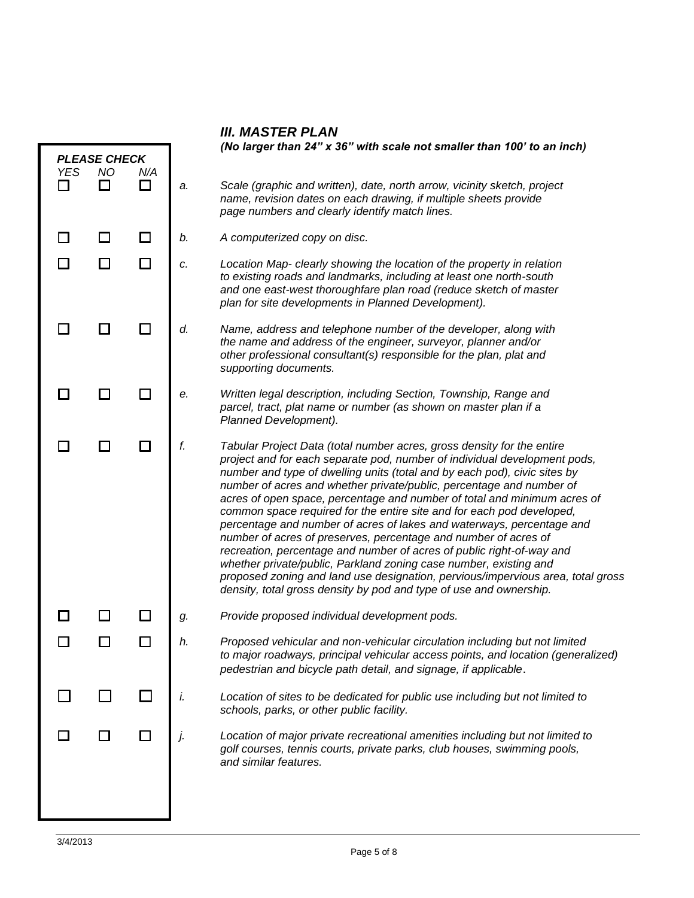### *III. MASTER PLAN*

***(No larger than 24" x 36" with scale not smaller than 100' to an inch)***

| *PLEASE CHECK* | | | | |
|---|---|---|---|---|
| *YES* | *NO* | *N/A* | | |
| ☐ | ☐ | ☐ | *a.* | *Scale (graphic and written), date, north arrow, vicinity sketch, project name, revision dates on each drawing, if multiple sheets provide page numbers and clearly identify match lines.* |
| ☐ | ☐ | ☐ | *b.* | *A computerized copy on disc.* |
| ☐ | ☐ | ☐ | *c.* | *Location Map- clearly showing the location of the property in relation to existing roads and landmarks, including at least one north-south and one east-west thoroughfare plan road (reduce sketch of master plan for site developments in Planned Development).* |
| ☐ | ☐ | ☐ | *d.* | *Name, address and telephone number of the developer, along with the name and address of the engineer, surveyor, planner and/or other professional consultant(s) responsible for the plan, plat and supporting documents.* |
| ☐ | ☐ | ☐ | *e.* | *Written legal description, including Section, Township, Range and parcel, tract, plat name or number (as shown on master plan if a Planned Development).* |
| ☐ | ☐ | ☐ | *f.* | *Tabular Project Data (total number acres, gross density for the entire project and for each separate pod, number of individual development pods, number and type of dwelling units (total and by each pod), civic sites by number of acres and whether private/public, percentage and number of acres of open space, percentage and number of total and minimum acres of common space required for the entire site and for each pod developed, percentage and number of acres of lakes and waterways, percentage and number of acres of preserves, percentage and number of acres of recreation, percentage and number of acres of public right-of-way and whether private/public, Parkland zoning case number, existing and proposed zoning and land use designation, pervious/impervious area, total gross density, total gross density by pod and type of use and ownership.* |
| ☐ | ☐ | ☐ | *g.* | *Provide proposed individual development pods.* |
| ☐ | ☐ | ☐ | *h.* | *Proposed vehicular and non-vehicular circulation including but not limited to major roadways, principal vehicular access points, and location (generalized) pedestrian and bicycle path detail, and signage, if applicable.* |
| ☐ | ☐ | ☐ | *i.* | *Location of sites to be dedicated for public use including but not limited to schools, parks, or other public facility.* |
| ☐ | ☐ | ☐ | *j.* | *Location of major private recreational amenities including but not limited to golf courses, tennis courts, private parks, club houses, swimming pools, and similar features.* |

3/4/2013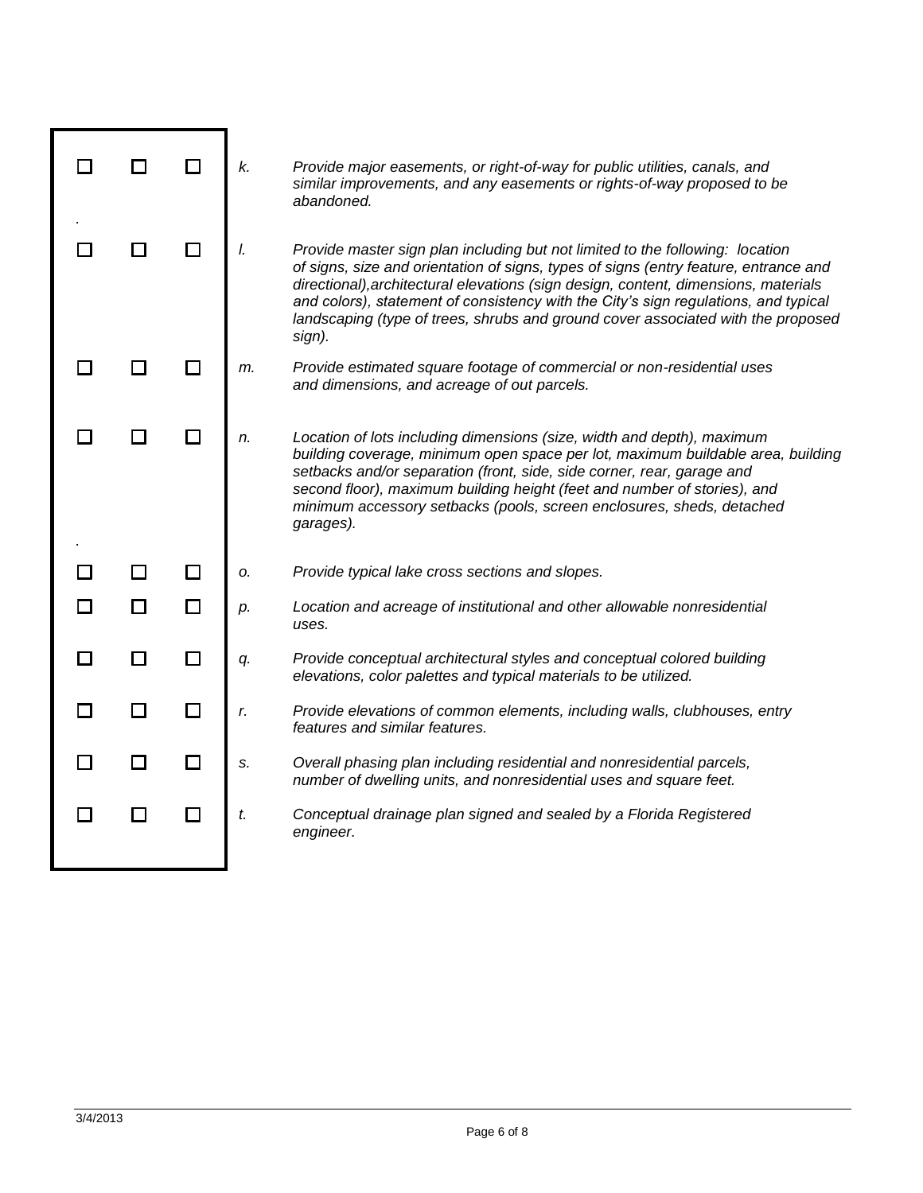| ☐ | ☐ | ☐ | *k.* | *Provide major easements, or right-of-way for public utilities, canals, and similar improvements, and any easements or rights-of-way proposed to be abandoned.* |
|---|---|---|---|---|
| ☐ | ☐ | ☐ | *l.* | *Provide master sign plan including but not limited to the following: location of signs, size and orientation of signs, types of signs (entry feature, entrance and directional),architectural elevations (sign design, content, dimensions, materials and colors), statement of consistency with the City's sign regulations, and typical landscaping (type of trees, shrubs and ground cover associated with the proposed sign).* |
| ☐ | ☐ | ☐ | *m.* | *Provide estimated square footage of commercial or non-residential uses and dimensions, and acreage of out parcels.* |
| ☐ | ☐ | ☐ | *n.* | *Location of lots including dimensions (size, width and depth), maximum building coverage, minimum open space per lot, maximum buildable area, building setbacks and/or separation (front, side, side corner, rear, garage and second floor), maximum building height (feet and number of stories), and minimum accessory setbacks (pools, screen enclosures, sheds, detached garages).* |
| ☐ | ☐ | ☐ | *o.* | *Provide typical lake cross sections and slopes.* |
| ☐ | ☐ | ☐ | *p.* | *Location and acreage of institutional and other allowable nonresidential uses.* |
| ☐ | ☐ | ☐ | *q.* | *Provide conceptual architectural styles and conceptual colored building elevations, color palettes and typical materials to be utilized.* |
| ☐ | ☐ | ☐ | *r.* | *Provide elevations of common elements, including walls, clubhouses, entry features and similar features.* |
| ☐ | ☐ | ☐ | *s.* | *Overall phasing plan including residential and nonresidential parcels, number of dwelling units, and nonresidential uses and square feet.* |
| ☐ | ☐ | ☐ | *t.* | *Conceptual drainage plan signed and sealed by a Florida Registered engineer.* |

3/4/2013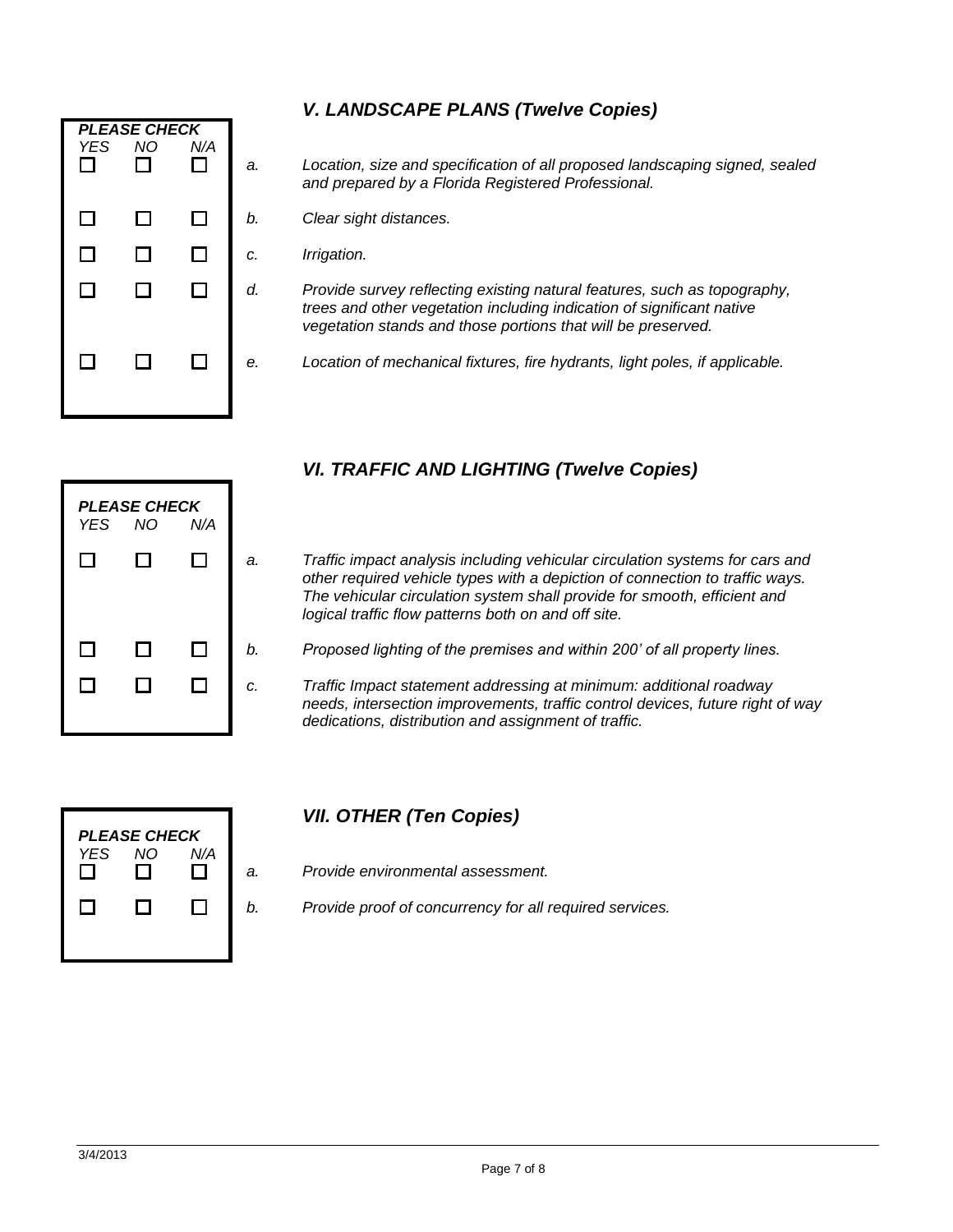## *V. LANDSCAPE PLANS (Twelve Copies)*

| PLEASE CHECK | | | | |
|---|---|---|---|---|
| YES | NO | N/A | | |
| ☐ | ☐ | ☐ | a. | *Location, size and specification of all proposed landscaping signed, sealed and prepared by a Florida Registered Professional.* |
| ☐ | ☐ | ☐ | b. | *Clear sight distances.* |
| ☐ | ☐ | ☐ | c. | *Irrigation.* |
| ☐ | ☐ | ☐ | d. | *Provide survey reflecting existing natural features, such as topography, trees and other vegetation including indication of significant native vegetation stands and those portions that will be preserved.* |
| ☐ | ☐ | ☐ | e. | *Location of mechanical fixtures, fire hydrants, light poles, if applicable.* |

## *VI. TRAFFIC AND LIGHTING (Twelve Copies)*

| PLEASE CHECK | | | | |
|---|---|---|---|---|
| YES | NO | N/A | | |
| ☐ | ☐ | ☐ | a. | *Traffic impact analysis including vehicular circulation systems for cars and other required vehicle types with a depiction of connection to traffic ways. The vehicular circulation system shall provide for smooth, efficient and logical traffic flow patterns both on and off site.* |
| ☐ | ☐ | ☐ | b. | *Proposed lighting of the premises and within 200' of all property lines.* |
| ☐ | ☐ | ☐ | c. | *Traffic Impact statement addressing at minimum: additional roadway needs, intersection improvements, traffic control devices, future right of way dedications, distribution and assignment of traffic.* |

## *VII. OTHER (Ten Copies)*

| PLEASE CHECK | | | | |
|---|---|---|---|---|
| YES | NO | N/A | | |
| ☐ | ☐ | ☐ | a. | *Provide environmental assessment.* |
| ☐ | ☐ | ☐ | b. | *Provide proof of concurrency for all required services.* |

3/4/2013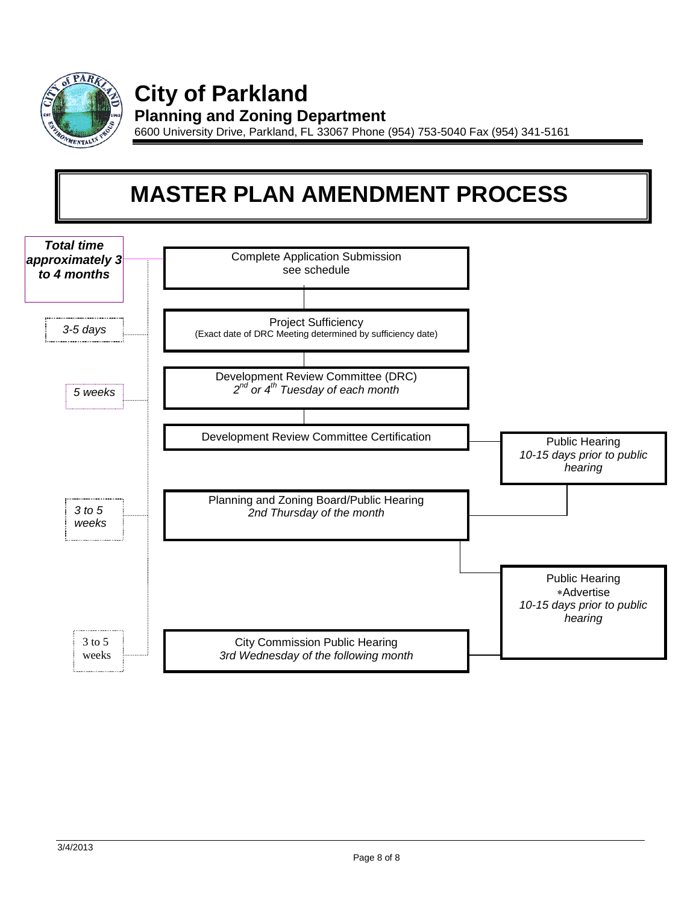# City of Parkland

## Planning and Zoning Department

6600 University Drive, Parkland, FL 33067 Phone (954) 753-5040 Fax (954) 341-5161

# MASTER PLAN AMENDMENT PROCESS

***Total time approximately 3 to 4 months***

Complete Application Submission
see schedule

*3-5 days*

Project Sufficiency
(Exact date of DRC Meeting determined by sufficiency date)

*5 weeks*

Development Review Committee (DRC)
*2nd or 4th Tuesday of each month*

Development Review Committee Certification

Public Hearing
*10-15 days prior to public hearing*

*3 to 5 weeks*

Planning and Zoning Board/Public Hearing
*2nd Thursday of the month*

Public Hearing
∗Advertise
*10-15 days prior to public hearing*

3 to 5 weeks

City Commission Public Hearing
*3rd Wednesday of the following month*

3/4/2013